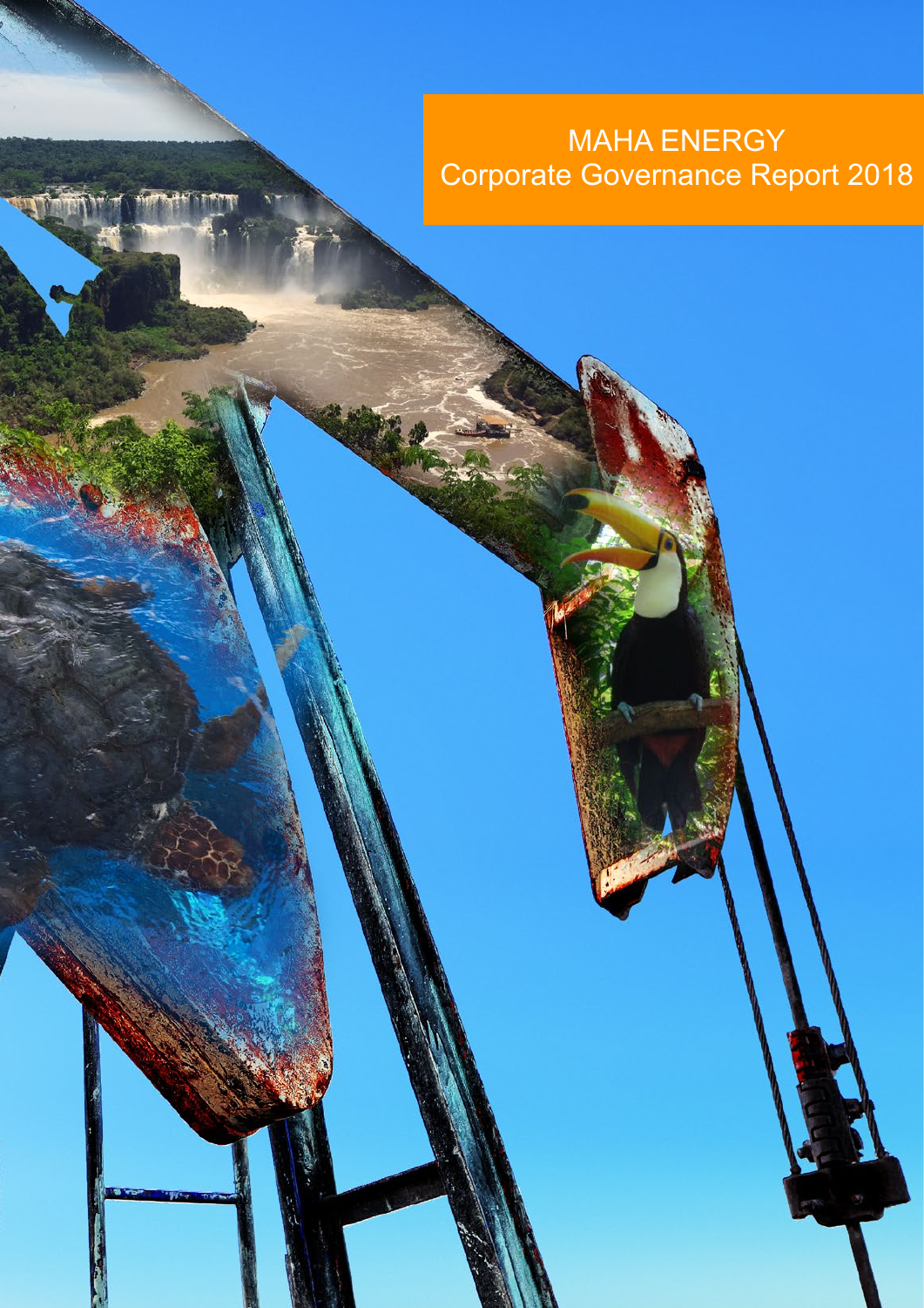# MAHA ENERGY
## Corporate Governance Report 2018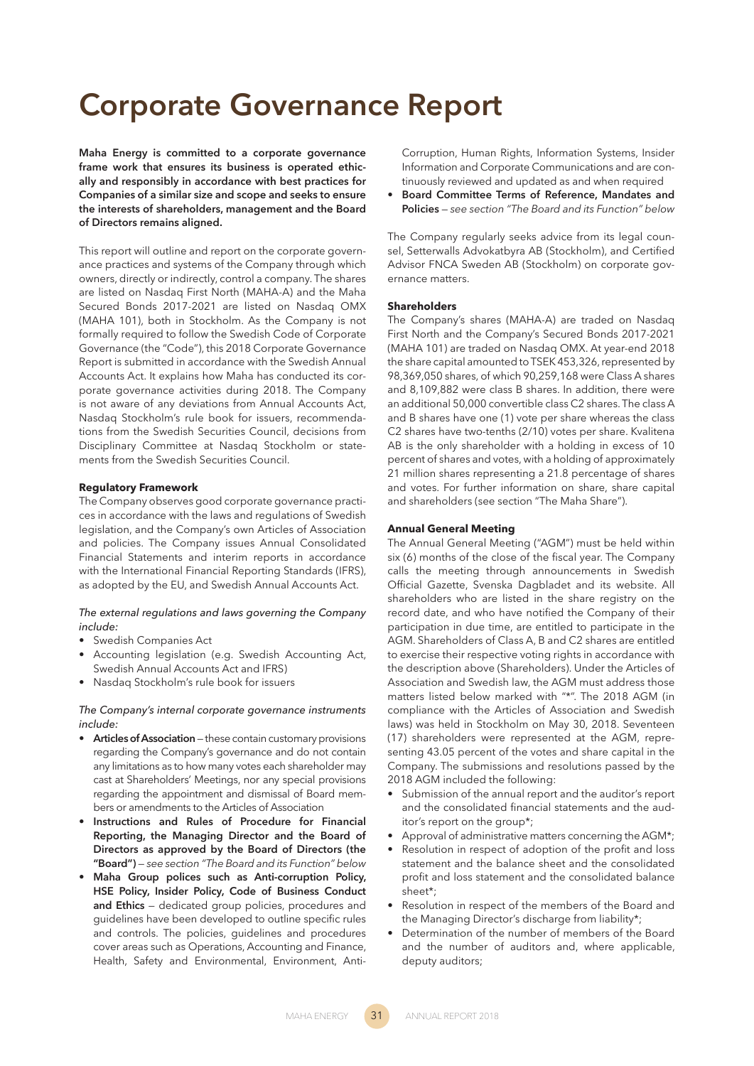# Corporate Governance Report

**Maha Energy is committed to a corporate governance frame work that ensures its business is operated ethically and responsibly in accordance with best practices for Companies of a similar size and scope and seeks to ensure the interests of shareholders, management and the Board of Directors remains aligned.**

This report will outline and report on the corporate governance practices and systems of the Company through which owners, directly or indirectly, control a company. The shares are listed on Nasdaq First North (MAHA-A) and the Maha Secured Bonds 2017-2021 are listed on Nasdaq OMX (MAHA 101), both in Stockholm. As the Company is not formally required to follow the Swedish Code of Corporate Governance (the "Code"), this 2018 Corporate Governance Report is submitted in accordance with the Swedish Annual Accounts Act. It explains how Maha has conducted its corporate governance activities during 2018. The Company is not aware of any deviations from Annual Accounts Act, Nasdaq Stockholm's rule book for issuers, recommendations from the Swedish Securities Council, decisions from Disciplinary Committee at Nasdaq Stockholm or statements from the Swedish Securities Council.

### Regulatory Framework

The Company observes good corporate governance practices in accordance with the laws and regulations of Swedish legislation, and the Company's own Articles of Association and policies. The Company issues Annual Consolidated Financial Statements and interim reports in accordance with the International Financial Reporting Standards (IFRS), as adopted by the EU, and Swedish Annual Accounts Act.

*The external regulations and laws governing the Company include:*

- Swedish Companies Act
- Accounting legislation (e.g. Swedish Accounting Act, Swedish Annual Accounts Act and IFRS)
- Nasdaq Stockholm's rule book for issuers

*The Company's internal corporate governance instruments include:*

- **Articles of Association** — these contain customary provisions regarding the Company's governance and do not contain any limitations as to how many votes each shareholder may cast at Shareholders' Meetings, nor any special provisions regarding the appointment and dismissal of Board members or amendments to the Articles of Association
- **Instructions and Rules of Procedure for Financial Reporting, the Managing Director and the Board of Directors as approved by the Board of Directors (the "Board")** — *see section "The Board and its Function" below*
- **Maha Group polices such as Anti-corruption Policy, HSE Policy, Insider Policy, Code of Business Conduct and Ethics** — dedicated group policies, procedures and guidelines have been developed to outline specific rules and controls. The policies, guidelines and procedures cover areas such as Operations, Accounting and Finance, Health, Safety and Environmental, Environment, Anti-Corruption, Human Rights, Information Systems, Insider Information and Corporate Communications and are continuously reviewed and updated as and when required
- **Board Committee Terms of Reference, Mandates and Policies** — *see section "The Board and its Function" below*

The Company regularly seeks advice from its legal counsel, Setterwalls Advokatbyra AB (Stockholm), and Certified Advisor FNCA Sweden AB (Stockholm) on corporate governance matters.

### Shareholders

The Company's shares (MAHA-A) are traded on Nasdaq First North and the Company's Secured Bonds 2017-2021 (MAHA 101) are traded on Nasdaq OMX. At year-end 2018 the share capital amounted to TSEK 453,326, represented by 98,369,050 shares, of which 90,259,168 were Class A shares and 8,109,882 were class B shares. In addition, there were an additional 50,000 convertible class C2 shares. The class A and B shares have one (1) vote per share whereas the class C2 shares have two-tenths (2/10) votes per share. Kvalitena AB is the only shareholder with a holding in excess of 10 percent of shares and votes, with a holding of approximately 21 million shares representing a 21.8 percentage of shares and votes. For further information on share, share capital and shareholders (see section "The Maha Share").

### Annual General Meeting

The Annual General Meeting ("AGM") must be held within six (6) months of the close of the fiscal year. The Company calls the meeting through announcements in Swedish Official Gazette, Svenska Dagbladet and its website. All shareholders who are listed in the share registry on the record date, and who have notified the Company of their participation in due time, are entitled to participate in the AGM. Shareholders of Class A, B and C2 shares are entitled to exercise their respective voting rights in accordance with the description above (Shareholders). Under the Articles of Association and Swedish law, the AGM must address those matters listed below marked with "*". The 2018 AGM (in compliance with the Articles of Association and Swedish laws) was held in Stockholm on May 30, 2018. Seventeen (17) shareholders were represented at the AGM, representing 43.05 percent of the votes and share capital in the Company. The submissions and resolutions passed by the 2018 AGM included the following:

- Submission of the annual report and the auditor's report and the consolidated financial statements and the auditor's report on the group*;
- Approval of administrative matters concerning the AGM*;
- Resolution in respect of adoption of the profit and loss statement and the balance sheet and the consolidated profit and loss statement and the consolidated balance sheet*;
- Resolution in respect of the members of the Board and the Managing Director's discharge from liability*;
- Determination of the number of members of the Board and the number of auditors and, where applicable, deputy auditors;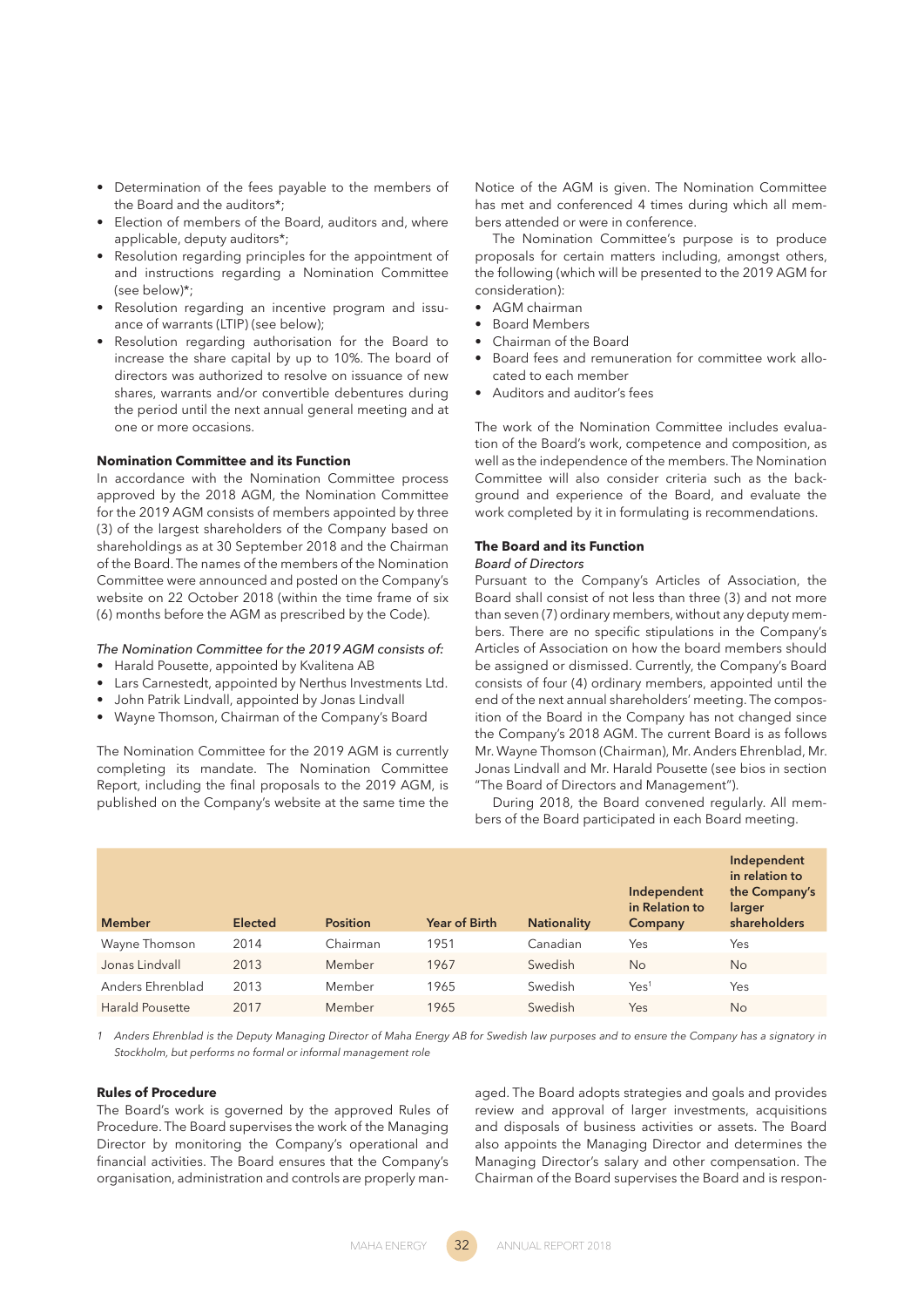- Determination of the fees payable to the members of the Board and the auditors*;
- Election of members of the Board, auditors and, where applicable, deputy auditors*;
- Resolution regarding principles for the appointment of and instructions regarding a Nomination Committee (see below)*;
- Resolution regarding an incentive program and issuance of warrants (LTIP) (see below);
- Resolution regarding authorisation for the Board to increase the share capital by up to 10%. The board of directors was authorized to resolve on issuance of new shares, warrants and/or convertible debentures during the period until the next annual general meeting and at one or more occasions.

**Nomination Committee and its Function**

In accordance with the Nomination Committee process approved by the 2018 AGM, the Nomination Committee for the 2019 AGM consists of members appointed by three (3) of the largest shareholders of the Company based on shareholdings as at 30 September 2018 and the Chairman of the Board. The names of the members of the Nomination Committee were announced and posted on the Company's website on 22 October 2018 (within the time frame of six (6) months before the AGM as prescribed by the Code).

*The Nomination Committee for the 2019 AGM consists of:*

- Harald Pousette, appointed by Kvalitena AB
- Lars Carnestedt, appointed by Nerthus Investments Ltd.
- John Patrik Lindvall, appointed by Jonas Lindvall
- Wayne Thomson, Chairman of the Company's Board

The Nomination Committee for the 2019 AGM is currently completing its mandate. The Nomination Committee Report, including the final proposals to the 2019 AGM, is published on the Company's website at the same time the Notice of the AGM is given. The Nomination Committee has met and conferenced 4 times during which all members attended or were in conference.

The Nomination Committee's purpose is to produce proposals for certain matters including, amongst others, the following (which will be presented to the 2019 AGM for consideration):

- AGM chairman
- Board Members
- Chairman of the Board
- Board fees and remuneration for committee work allocated to each member
- Auditors and auditor's fees

The work of the Nomination Committee includes evaluation of the Board's work, competence and composition, as well as the independence of the members. The Nomination Committee will also consider criteria such as the background and experience of the Board, and evaluate the work completed by it in formulating is recommendations.

**The Board and its Function**

*Board of Directors*

Pursuant to the Company's Articles of Association, the Board shall consist of not less than three (3) and not more than seven (7) ordinary members, without any deputy members. There are no specific stipulations in the Company's Articles of Association on how the board members should be assigned or dismissed. Currently, the Company's Board consists of four (4) ordinary members, appointed until the end of the next annual shareholders' meeting. The composition of the Board in the Company has not changed since the Company's 2018 AGM. The current Board is as follows Mr. Wayne Thomson (Chairman), Mr. Anders Ehrenblad, Mr. Jonas Lindvall and Mr. Harald Pousette (see bios in section "The Board of Directors and Management").

During 2018, the Board convened regularly. All members of the Board participated in each Board meeting.

| Member | Elected | Position | Year of Birth | Nationality | Independent in Relation to Company | Independent in relation to the Company's larger shareholders |
|---|---|---|---|---|---|---|
| Wayne Thomson | 2014 | Chairman | 1951 | Canadian | Yes | Yes |
| Jonas Lindvall | 2013 | Member | 1967 | Swedish | No | No |
| Anders Ehrenblad | 2013 | Member | 1965 | Swedish | Yes[1] | Yes |
| Harald Pousette | 2017 | Member | 1965 | Swedish | Yes | No |

*1 Anders Ehrenblad is the Deputy Managing Director of Maha Energy AB for Swedish law purposes and to ensure the Company has a signatory in Stockholm, but performs no formal or informal management role*

**Rules of Procedure**

The Board's work is governed by the approved Rules of Procedure. The Board supervises the work of the Managing Director by monitoring the Company's operational and financial activities. The Board ensures that the Company's organisation, administration and controls are properly managed. The Board adopts strategies and goals and provides review and approval of larger investments, acquisitions and disposals of business activities or assets. The Board also appoints the Managing Director and determines the Managing Director's salary and other compensation. The Chairman of the Board supervises the Board and is respon-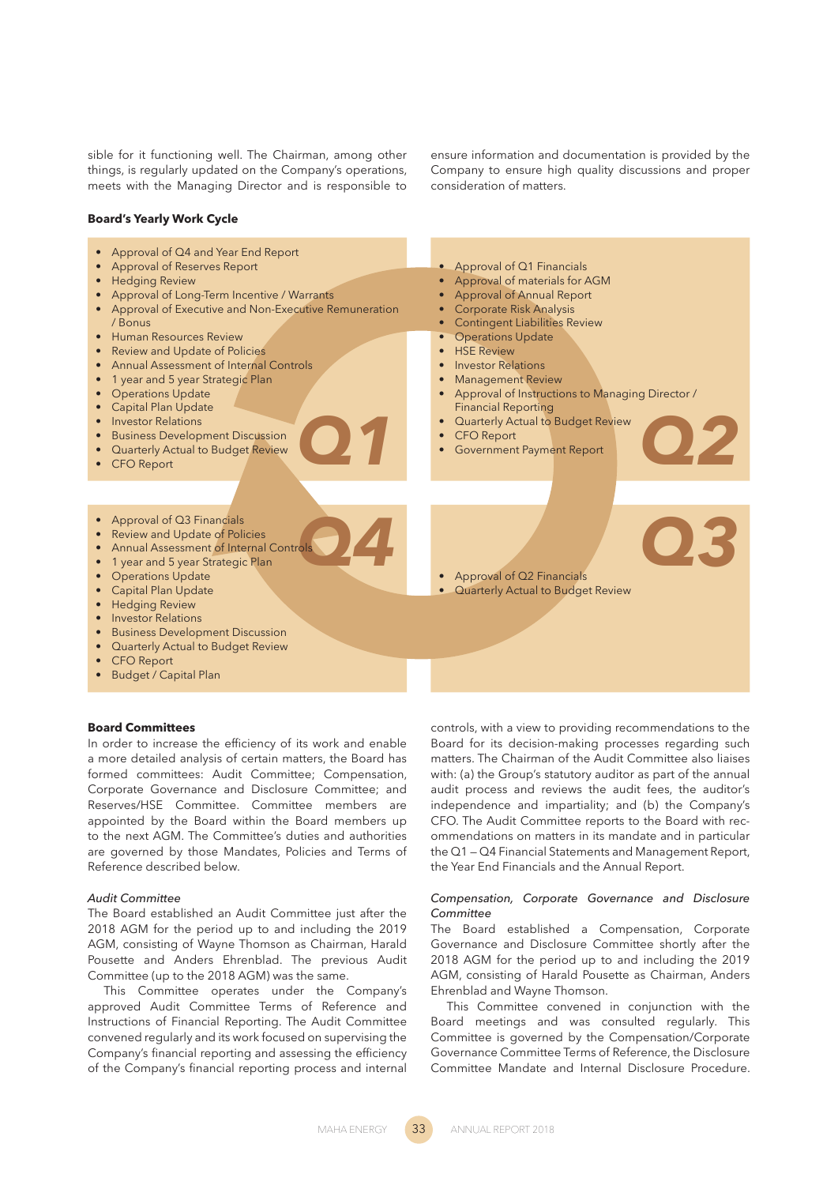sible for it functioning well. The Chairman, among other things, is regularly updated on the Company's operations, meets with the Managing Director and is responsible to ensure information and documentation is provided by the Company to ensure high quality discussions and proper consideration of matters.

**Board's Yearly Work Cycle**

**Q1**

- Approval of Q4 and Year End Report
- Approval of Reserves Report
- Hedging Review
- Approval of Long-Term Incentive / Warrants
- Approval of Executive and Non-Executive Remuneration / Bonus
- Human Resources Review
- Review and Update of Policies
- Annual Assessment of Internal Controls
- 1 year and 5 year Strategic Plan
- Operations Update
- Capital Plan Update
- Investor Relations
- Business Development Discussion
- Quarterly Actual to Budget Review
- CFO Report

**Q2**

- Approval of Q1 Financials
- Approval of materials for AGM
- Approval of Annual Report
- Corporate Risk Analysis
- Contingent Liabilities Review
- Operations Update
- HSE Review
- Investor Relations
- Management Review
- Approval of Instructions to Managing Director / Financial Reporting
- Quarterly Actual to Budget Review
- CFO Report
- Government Payment Report

**Q3**

- Approval of Q2 Financials
- Quarterly Actual to Budget Review

**Q4**

- Approval of Q3 Financials
- Review and Update of Policies
- Annual Assessment of Internal Controls
- 1 year and 5 year Strategic Plan
- Operations Update
- Capital Plan Update
- Hedging Review
- Investor Relations
- Business Development Discussion
- Quarterly Actual to Budget Review
- CFO Report
- Budget / Capital Plan

**Board Committees**

In order to increase the efficiency of its work and enable a more detailed analysis of certain matters, the Board has formed committees: Audit Committee; Compensation, Corporate Governance and Disclosure Committee; and Reserves/HSE Committee. Committee members are appointed by the Board within the Board members up to the next AGM. The Committee's duties and authorities are governed by those Mandates, Policies and Terms of Reference described below.

*Audit Committee*

The Board established an Audit Committee just after the 2018 AGM for the period up to and including the 2019 AGM, consisting of Wayne Thomson as Chairman, Harald Pousette and Anders Ehrenblad. The previous Audit Committee (up to the 2018 AGM) was the same.

This Committee operates under the Company's approved Audit Committee Terms of Reference and Instructions of Financial Reporting. The Audit Committee convened regularly and its work focused on supervising the Company's financial reporting and assessing the efficiency of the Company's financial reporting process and internal controls, with a view to providing recommendations to the Board for its decision-making processes regarding such matters. The Chairman of the Audit Committee also liaises with: (a) the Group's statutory auditor as part of the annual audit process and reviews the audit fees, the auditor's independence and impartiality; and (b) the Company's CFO. The Audit Committee reports to the Board with recommendations on matters in its mandate and in particular the Q1 – Q4 Financial Statements and Management Report, the Year End Financials and the Annual Report.

*Compensation, Corporate Governance and Disclosure Committee*

The Board established a Compensation, Corporate Governance and Disclosure Committee shortly after the 2018 AGM for the period up to and including the 2019 AGM, consisting of Harald Pousette as Chairman, Anders Ehrenblad and Wayne Thomson.

This Committee convened in conjunction with the Board meetings and was consulted regularly. This Committee is governed by the Compensation/Corporate Governance Committee Terms of Reference, the Disclosure Committee Mandate and Internal Disclosure Procedure.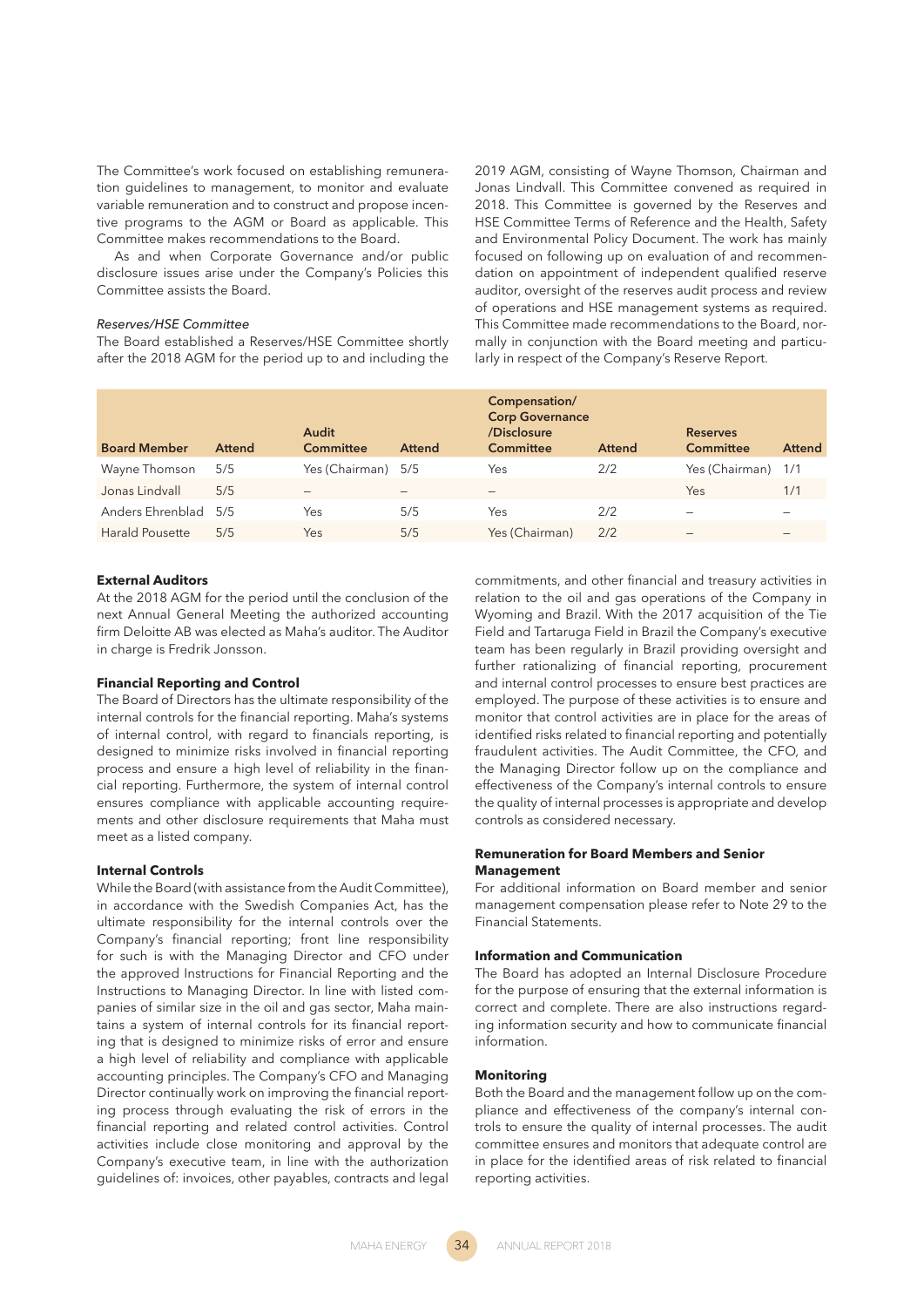The Committee's work focused on establishing remuneration guidelines to management, to monitor and evaluate variable remuneration and to construct and propose incentive programs to the AGM or Board as applicable. This Committee makes recommendations to the Board.

As and when Corporate Governance and/or public disclosure issues arise under the Company's Policies this Committee assists the Board.

*Reserves/HSE Committee*

The Board established a Reserves/HSE Committee shortly after the 2018 AGM for the period up to and including the 2019 AGM, consisting of Wayne Thomson, Chairman and Jonas Lindvall. This Committee convened as required in 2018. This Committee is governed by the Reserves and HSE Committee Terms of Reference and the Health, Safety and Environmental Policy Document. The work has mainly focused on following up on evaluation of and recommendation on appointment of independent qualified reserve auditor, oversight of the reserves audit process and review of operations and HSE management systems as required. This Committee made recommendations to the Board, normally in conjunction with the Board meeting and particularly in respect of the Company's Reserve Report.

| Board Member | Attend | Audit Committee | Attend | Compensation/ Corp Governance /Disclosure Committee | Attend | Reserves Committee | Attend |
|---|---|---|---|---|---|---|---|
| Wayne Thomson | 5/5 | Yes (Chairman) | 5/5 | Yes | 2/2 | Yes (Chairman) | 1/1 |
| Jonas Lindvall | 5/5 | – | – | – | | Yes | 1/1 |
| Anders Ehrenblad | 5/5 | Yes | 5/5 | Yes | 2/2 | – | – |
| Harald Pousette | 5/5 | Yes | 5/5 | Yes (Chairman) | 2/2 | – | – |

**External Auditors**

At the 2018 AGM for the period until the conclusion of the next Annual General Meeting the authorized accounting firm Deloitte AB was elected as Maha's auditor. The Auditor in charge is Fredrik Jonsson.

**Financial Reporting and Control**

The Board of Directors has the ultimate responsibility of the internal controls for the financial reporting. Maha's systems of internal control, with regard to financials reporting, is designed to minimize risks involved in financial reporting process and ensure a high level of reliability in the financial reporting. Furthermore, the system of internal control ensures compliance with applicable accounting requirements and other disclosure requirements that Maha must meet as a listed company.

**Internal Controls**

While the Board (with assistance from the Audit Committee), in accordance with the Swedish Companies Act, has the ultimate responsibility for the internal controls over the Company's financial reporting; front line responsibility for such is with the Managing Director and CFO under the approved Instructions for Financial Reporting and the Instructions to Managing Director. In line with listed companies of similar size in the oil and gas sector, Maha maintains a system of internal controls for its financial reporting that is designed to minimize risks of error and ensure a high level of reliability and compliance with applicable accounting principles. The Company's CFO and Managing Director continually work on improving the financial reporting process through evaluating the risk of errors in the financial reporting and related control activities. Control activities include close monitoring and approval by the Company's executive team, in line with the authorization guidelines of: invoices, other payables, contracts and legal commitments, and other financial and treasury activities in relation to the oil and gas operations of the Company in Wyoming and Brazil. With the 2017 acquisition of the Tie Field and Tartaruga Field in Brazil the Company's executive team has been regularly in Brazil providing oversight and further rationalizing of financial reporting, procurement and internal control processes to ensure best practices are employed. The purpose of these activities is to ensure and monitor that control activities are in place for the areas of identified risks related to financial reporting and potentially fraudulent activities. The Audit Committee, the CFO, and the Managing Director follow up on the compliance and effectiveness of the Company's internal controls to ensure the quality of internal processes is appropriate and develop controls as considered necessary.

**Remuneration for Board Members and Senior Management**

For additional information on Board member and senior management compensation please refer to Note 29 to the Financial Statements.

**Information and Communication**

The Board has adopted an Internal Disclosure Procedure for the purpose of ensuring that the external information is correct and complete. There are also instructions regarding information security and how to communicate financial information.

**Monitoring**

Both the Board and the management follow up on the compliance and effectiveness of the company's internal controls to ensure the quality of internal processes. The audit committee ensures and monitors that adequate control are in place for the identified areas of risk related to financial reporting activities.